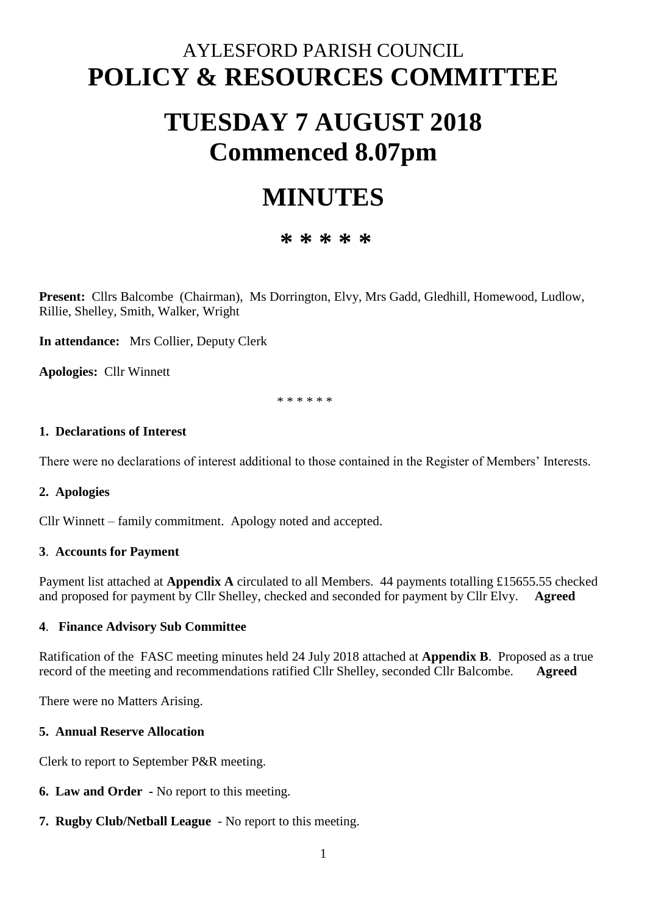# AYLESFORD PARISH COUNCIL
# POLICY & RESOURCES COMMITTEE

# TUESDAY 7 AUGUST 2018
# Commenced 8.07pm

# MINUTES

**\* \* \* \* \***

**Present:** Cllrs Balcombe (Chairman), Ms Dorrington, Elvy, Mrs Gadd, Gledhill, Homewood, Ludlow, Rillie, Shelley, Smith, Walker, Wright

**In attendance:** Mrs Collier, Deputy Clerk

**Apologies:** Cllr Winnett

\* \* \* \* \* \*

**1. Declarations of Interest**

There were no declarations of interest additional to those contained in the Register of Members' Interests.

**2. Apologies**

Cllr Winnett – family commitment. Apology noted and accepted.

**3. Accounts for Payment**

Payment list attached at **Appendix A** circulated to all Members. 44 payments totalling £15655.55 checked and proposed for payment by Cllr Shelley, checked and seconded for payment by Cllr Elvy. **Agreed**

**4. Finance Advisory Sub Committee**

Ratification of the FASC meeting minutes held 24 July 2018 attached at **Appendix B**. Proposed as a true record of the meeting and recommendations ratified Cllr Shelley, seconded Cllr Balcombe. **Agreed**

There were no Matters Arising.

**5. Annual Reserve Allocation**

Clerk to report to September P&R meeting.

**6. Law and Order** - No report to this meeting.

**7. Rugby Club/Netball League** - No report to this meeting.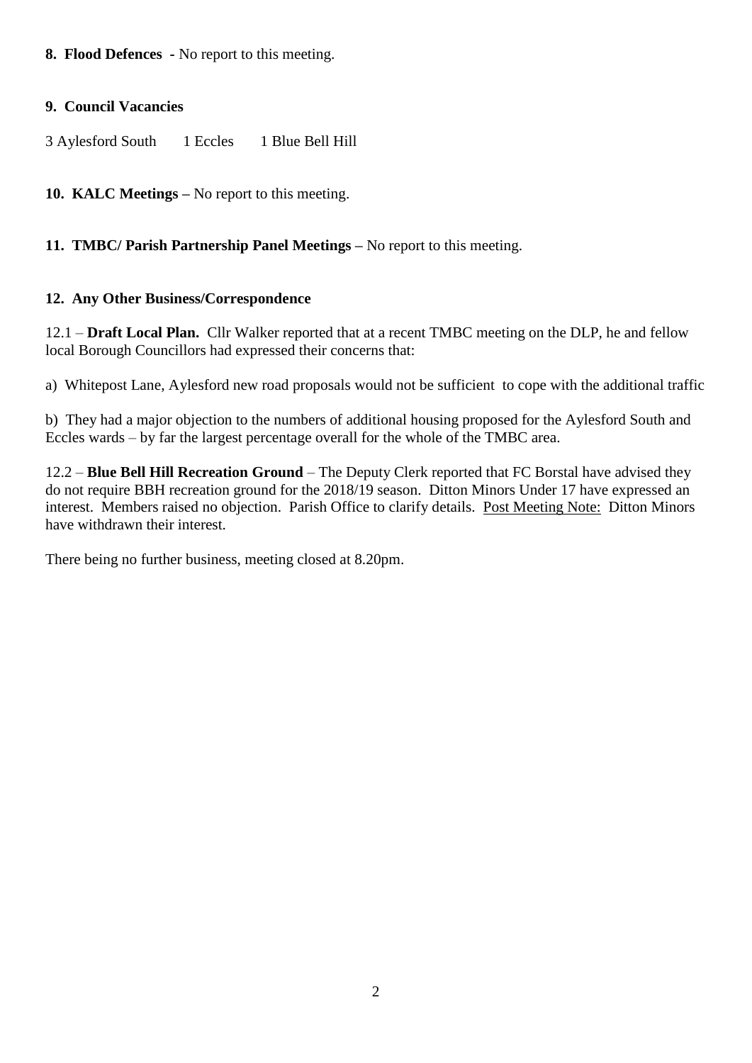**8. Flood Defences -** No report to this meeting.

**9. Council Vacancies**

3 Aylesford South 1 Eccles 1 Blue Bell Hill

**10. KALC Meetings –** No report to this meeting.

**11. TMBC/ Parish Partnership Panel Meetings –** No report to this meeting.

**12. Any Other Business/Correspondence**

12.1 – **Draft Local Plan.** Cllr Walker reported that at a recent TMBC meeting on the DLP, he and fellow local Borough Councillors had expressed their concerns that:

a) Whitepost Lane, Aylesford new road proposals would not be sufficient to cope with the additional traffic

b) They had a major objection to the numbers of additional housing proposed for the Aylesford South and Eccles wards – by far the largest percentage overall for the whole of the TMBC area.

12.2 – **Blue Bell Hill Recreation Ground** – The Deputy Clerk reported that FC Borstal have advised they do not require BBH recreation ground for the 2018/19 season. Ditton Minors Under 17 have expressed an interest. Members raised no objection. Parish Office to clarify details. Post Meeting Note: Ditton Minors have withdrawn their interest.

There being no further business, meeting closed at 8.20pm.